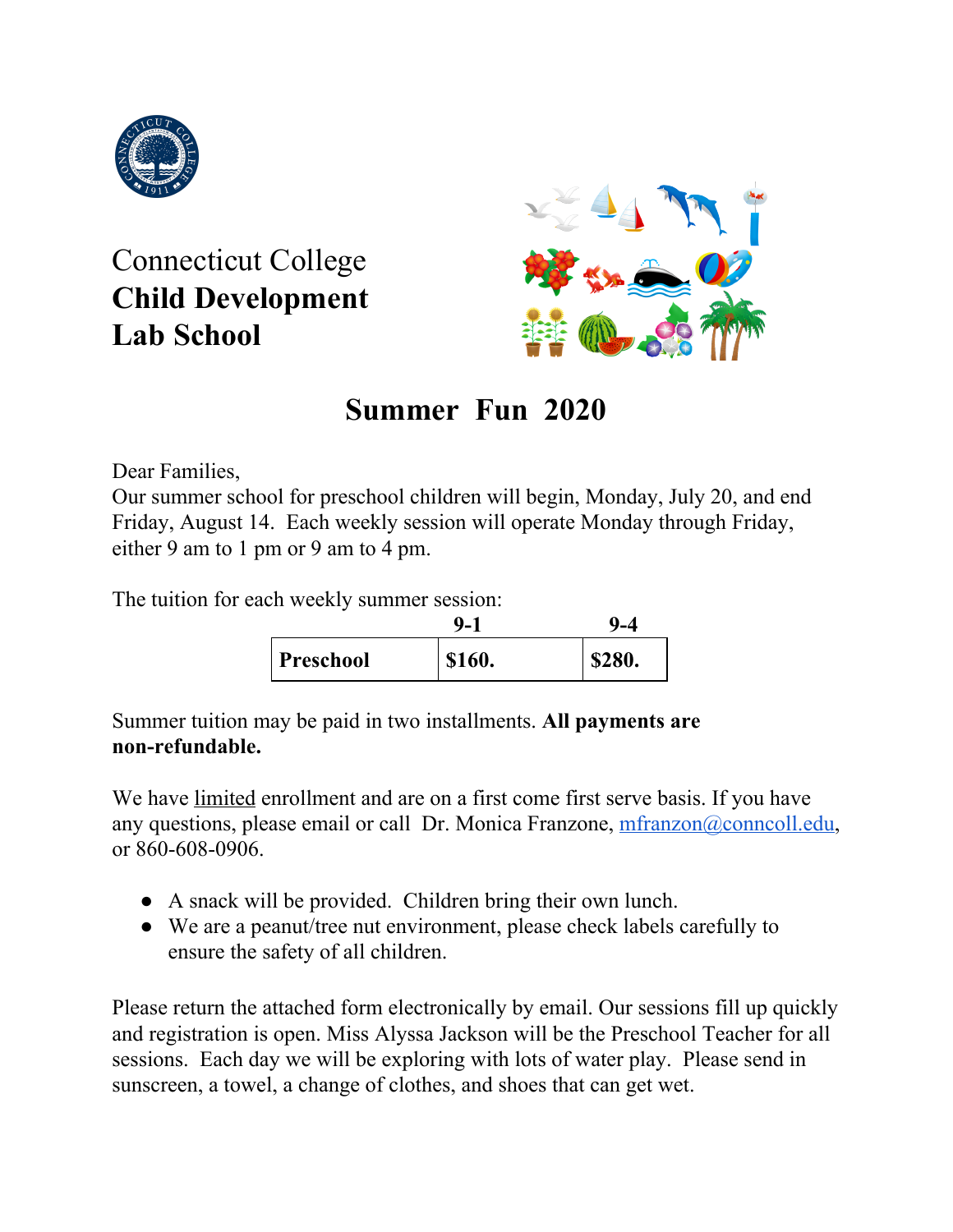Connecticut College
**Child Development**
**Lab School**

# Summer Fun 2020

Dear Families,
Our summer school for preschool children will begin, Monday, July 20, and end Friday, August 14. Each weekly session will operate Monday through Friday, either 9 am to 1 pm or 9 am to 4 pm.

The tuition for each weekly summer session:

| | **9-1** | **9-4** |
|---|---|---|
| **Preschool** | **$160.** | **$280.** |

Summer tuition may be paid in two installments. **All payments are non-refundable.**

We have limited enrollment and are on a first come first serve basis. If you have any questions, please email or call Dr. Monica Franzone, mfranzon@conncoll.edu, or 860-608-0906.

- A snack will be provided. Children bring their own lunch.
- We are a peanut/tree nut environment, please check labels carefully to ensure the safety of all children.

Please return the attached form electronically by email. Our sessions fill up quickly and registration is open. Miss Alyssa Jackson will be the Preschool Teacher for all sessions. Each day we will be exploring with lots of water play. Please send in sunscreen, a towel, a change of clothes, and shoes that can get wet.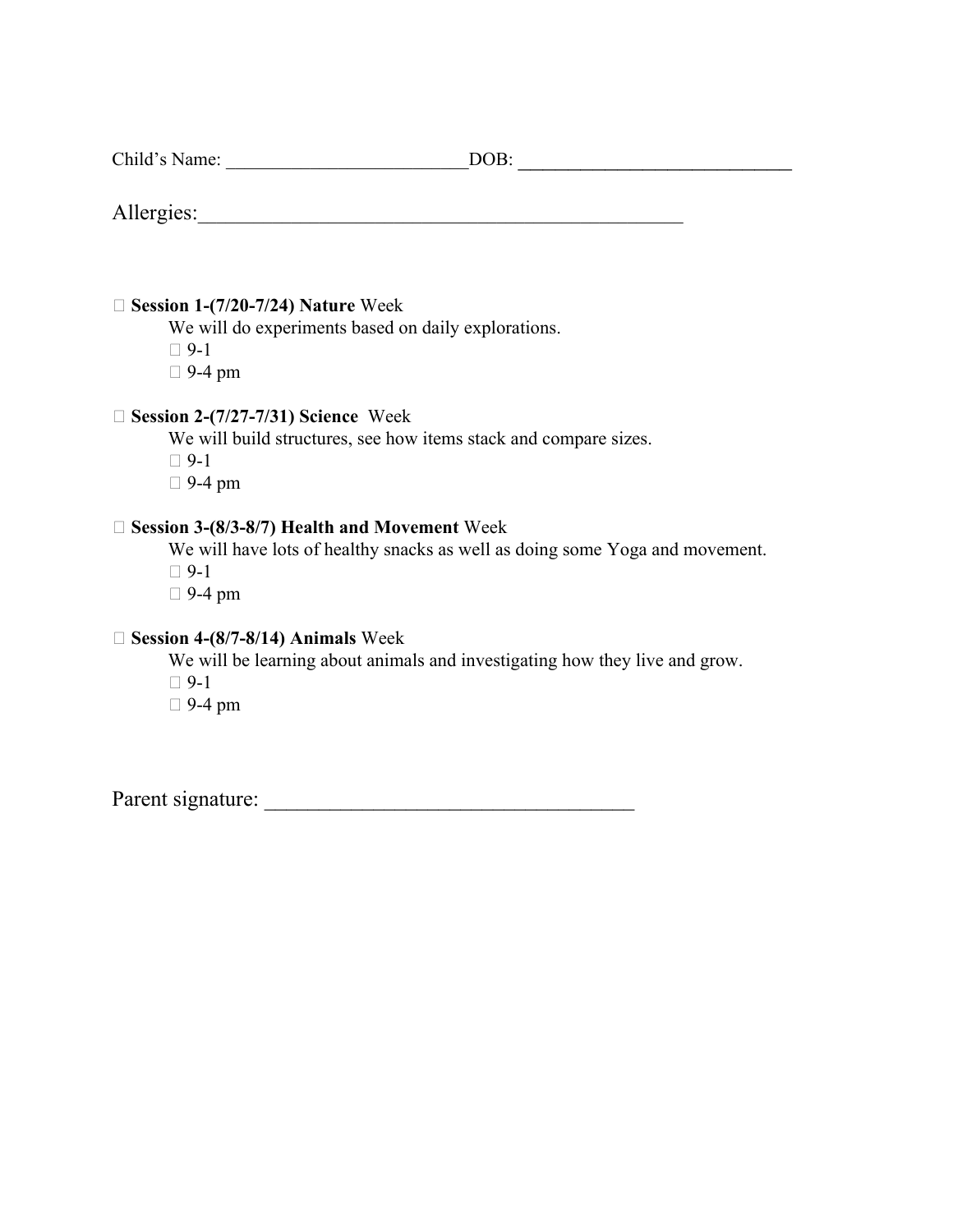Child's Name: __________________________DOB: _____________________________

Allergies:________________________________________________

☐ **Session 1-(7/20-7/24) Nature** Week

We will do experiments based on daily explorations.

☐ 9-1

☐ 9-4 pm

☐ **Session 2-(7/27-7/31) Science** Week

We will build structures, see how items stack and compare sizes.

☐ 9-1

☐ 9-4 pm

☐ **Session 3-(8/3-8/7) Health and Movement** Week

We will have lots of healthy snacks as well as doing some Yoga and movement.

☐ 9-1

☐ 9-4 pm

☐ **Session 4-(8/7-8/14) Animals** Week

We will be learning about animals and investigating how they live and grow.

☐ 9-1

☐ 9-4 pm

Parent signature: ___________________________________